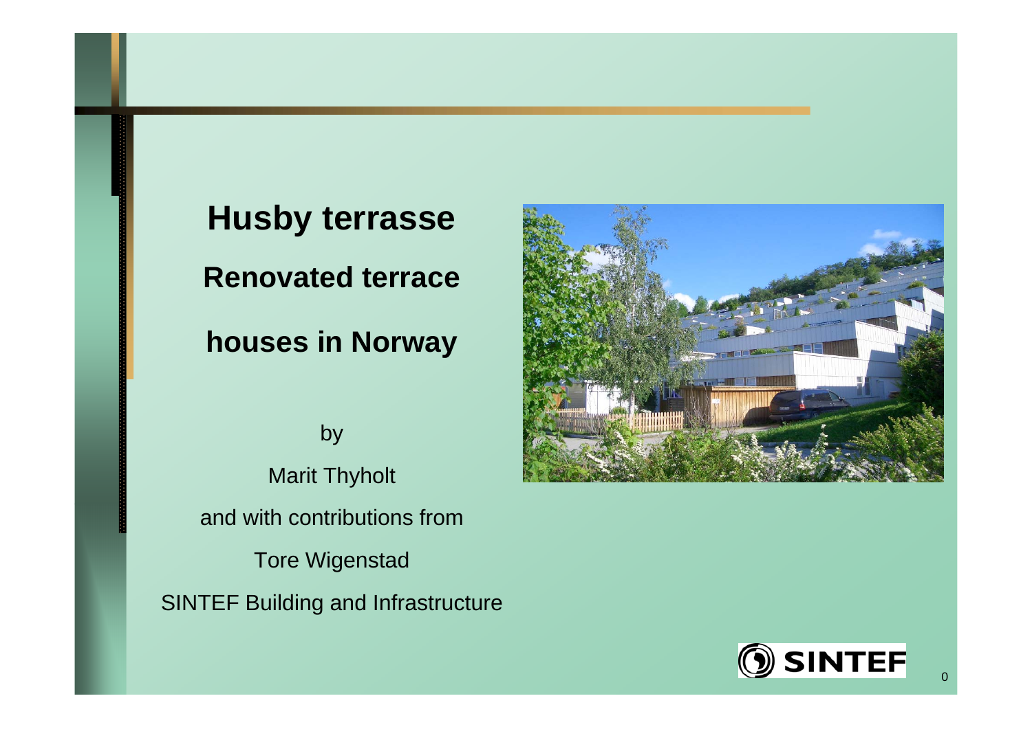# Husby terrasse

## Renovated terrace houses in Norway

by

Marit Thyholt

and with contributions from

Tore Wigenstad

SINTEF Building and Infrastructure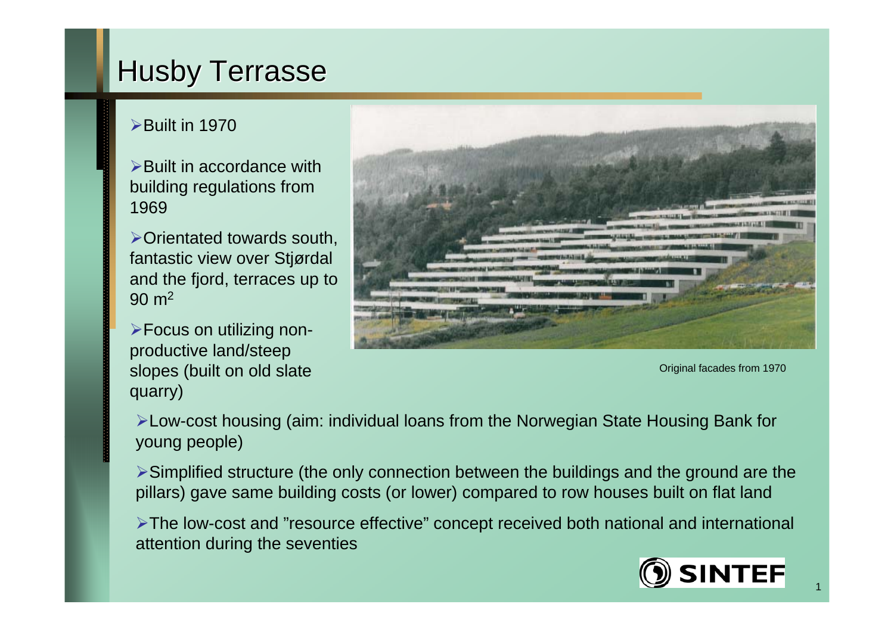# Husby Terrasse

- Built in 1970
- Built in accordance with building regulations from 1969
- Orientated towards south, fantastic view over Stjørdal and the fjord, terraces up to 90 $m^2$
- Focus on utilizing non-productive land/steep slopes (built on old slate quarry)

Original facades from 1970

- Low-cost housing (aim: individual loans from the Norwegian State Housing Bank for young people)
- Simplified structure (the only connection between the buildings and the ground are the pillars) gave same building costs (or lower) compared to row houses built on flat land
- The low-cost and "resource effective" concept received both national and international attention during the seventies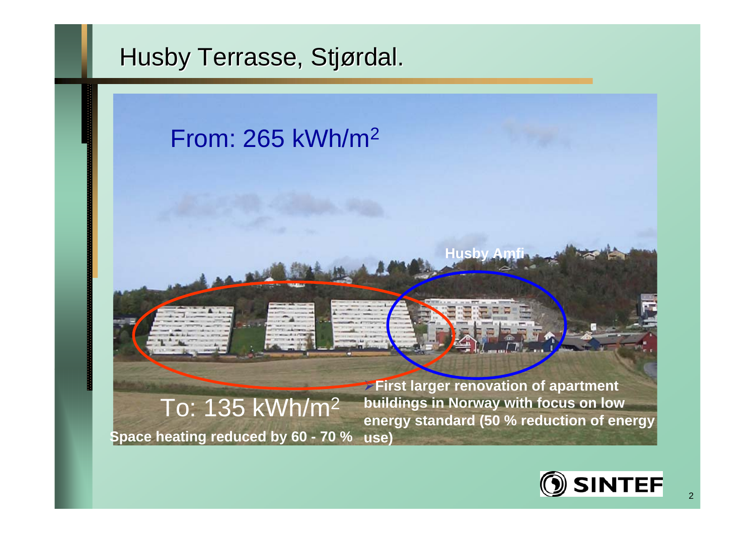# Husby Terrasse, Stjørdal.

From: 265 kWh/m$^2$

Husby Amfi

To: 135 kWh/m$^2$

**Space heating reduced by 60 - 70 %**

- **First larger renovation of apartment buildings in Norway with focus on low energy standard (50 % reduction of energy use)**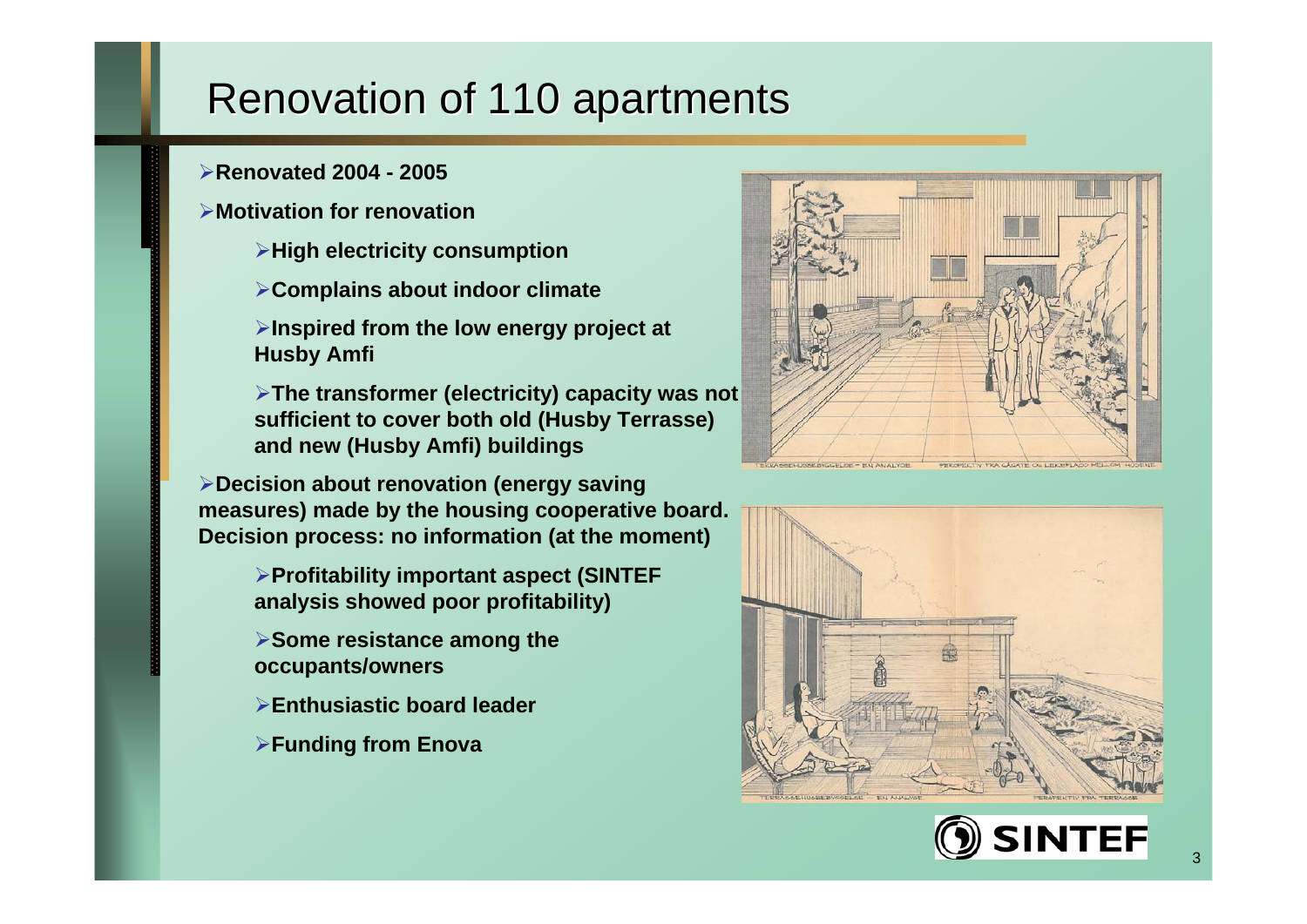# Renovation of 110 apartments

- **Renovated 2004 - 2005**
- **Motivation for renovation**
  - **High electricity consumption**
  - **Complains about indoor climate**
  - **Inspired from the low energy project at Husby Amfi**
  - **The transformer (electricity) capacity was not sufficient to cover both old (Husby Terrasse) and new (Husby Amfi) buildings**
- **Decision about renovation (energy saving measures) made by the housing cooperative board. Decision process: no information (at the moment)**
  - **Profitability important aspect (SINTEF analysis showed poor profitability)**
  - **Some resistance among the occupants/owners**
  - **Enthusiastic board leader**
  - **Funding from Enova**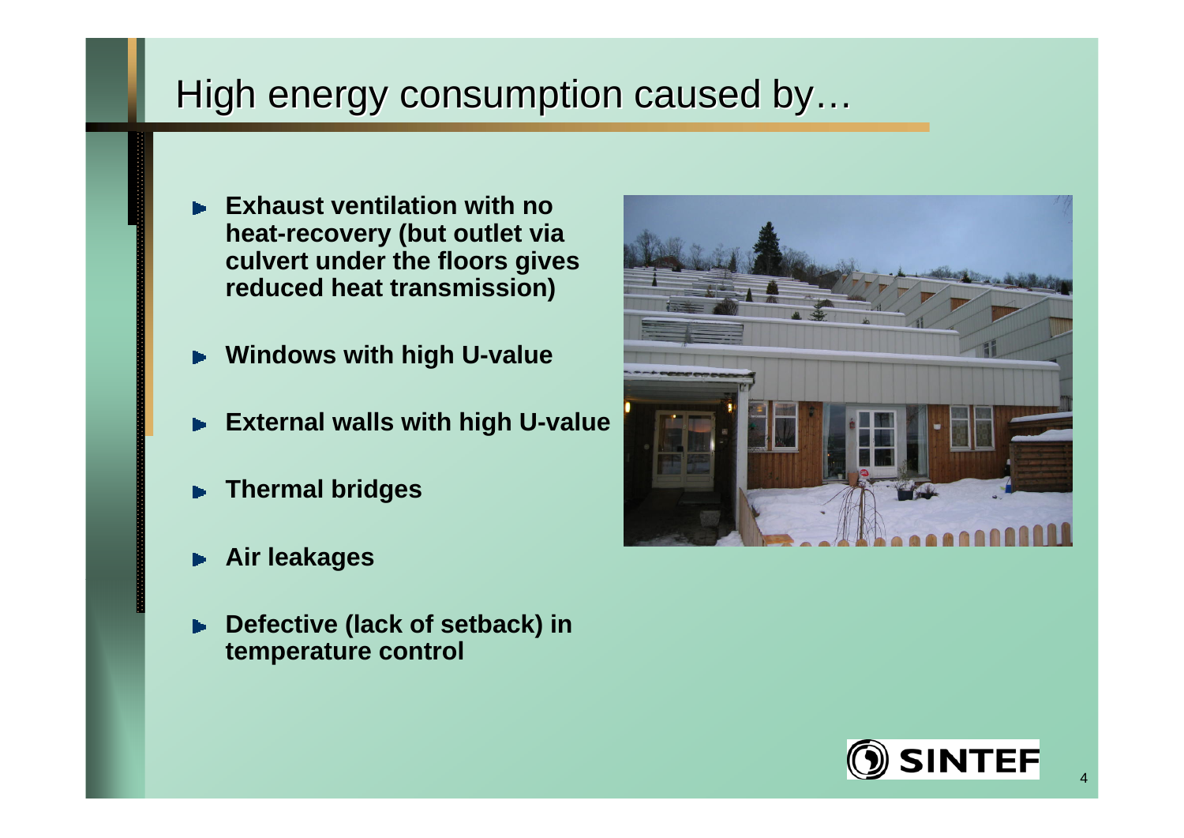# High energy consumption caused by…

- **Exhaust ventilation with no heat-recovery (but outlet via culvert under the floors gives reduced heat transmission)**
- **Windows with high U-value**
- **External walls with high U-value**
- **Thermal bridges**
- **Air leakages**
- **Defective (lack of setback) in temperature control**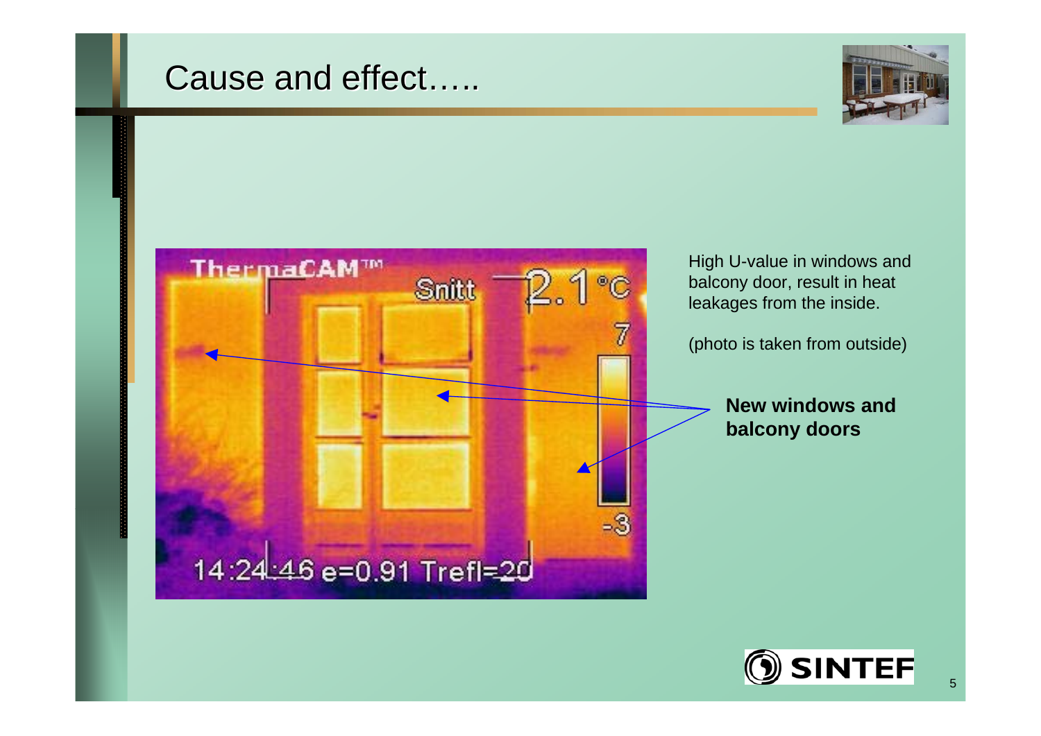# Cause and effect…..

High U-value in windows and balcony door, result in heat leakages from the inside.

(photo is taken from outside)

**New windows and balcony doors**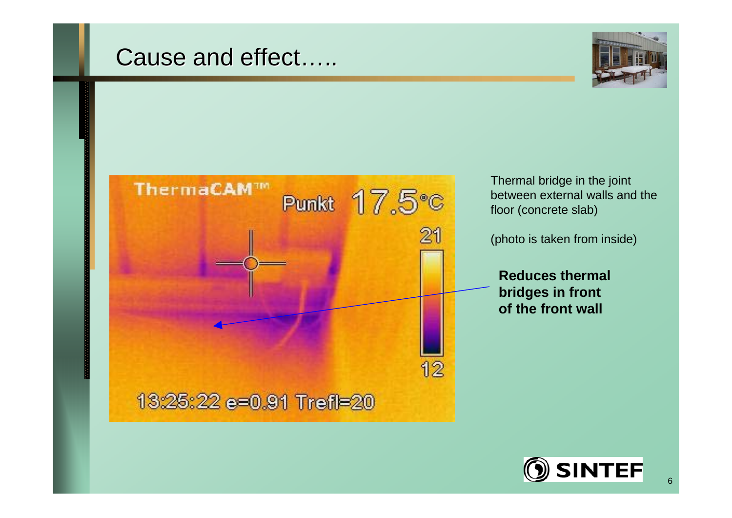# Cause and effect…..

Thermal bridge in the joint between external walls and the floor (concrete slab)

(photo is taken from inside)

**Reduces thermal bridges in front of the front wall**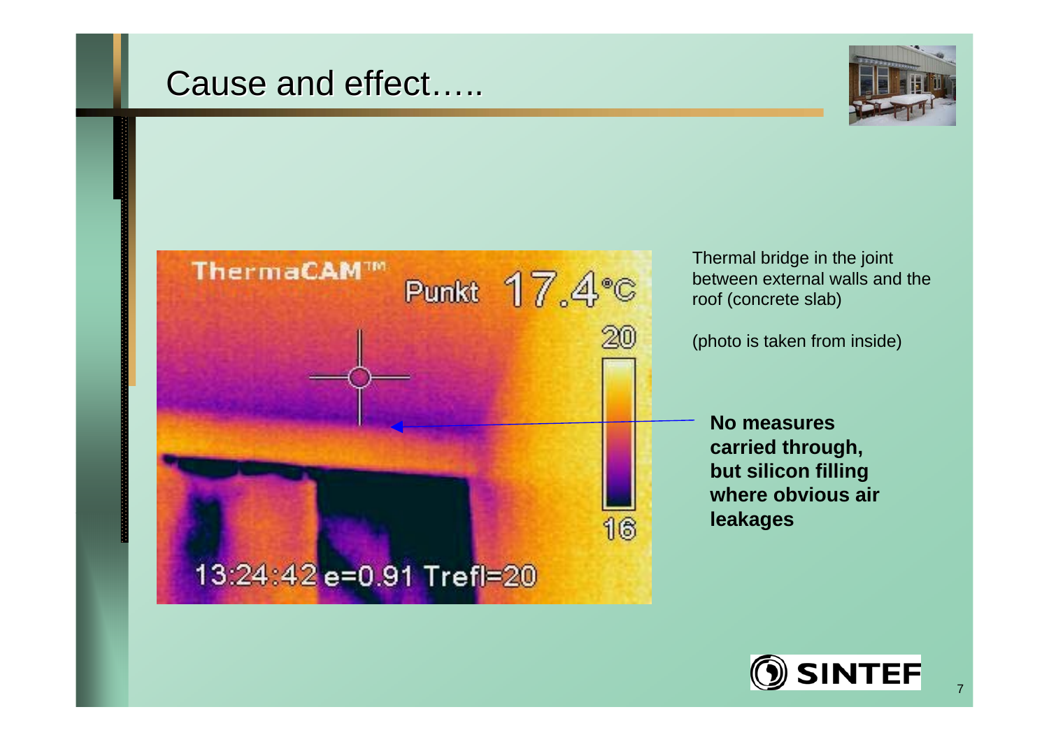# Cause and effect…..

Thermal bridge in the joint between external walls and the roof (concrete slab)

(photo is taken from inside)

**No measures carried through, but silicon filling where obvious air leakages**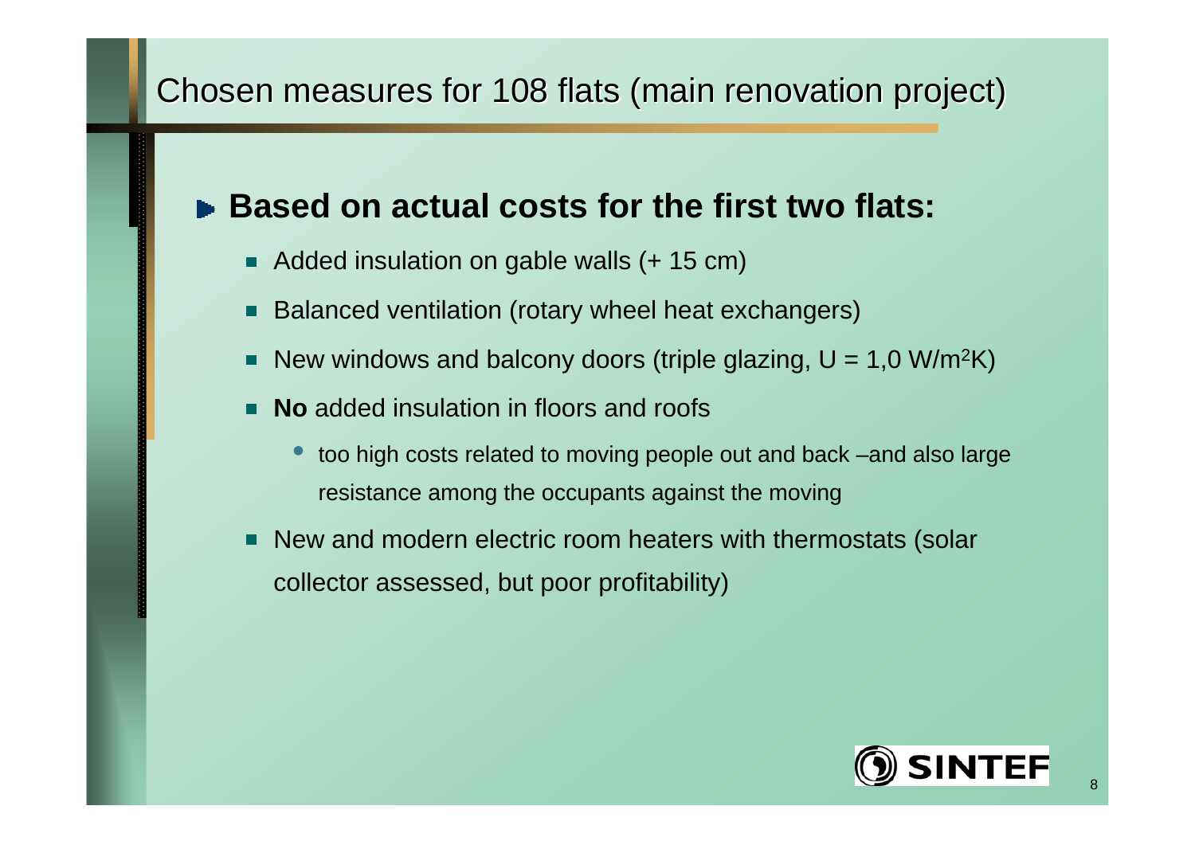# Chosen measures for 108 flats (main renovation project)

- **Based on actual costs for the first two flats:**
  - Added insulation on gable walls (+ 15 cm)
  - Balanced ventilation (rotary wheel heat exchangers)
  - New windows and balcony doors (triple glazing, U = 1,0 $W/m^2K$)
  - **No** added insulation in floors and roofs
    - too high costs related to moving people out and back –and also large resistance among the occupants against the moving
  - New and modern electric room heaters with thermostats (solar collector assessed, but poor profitability)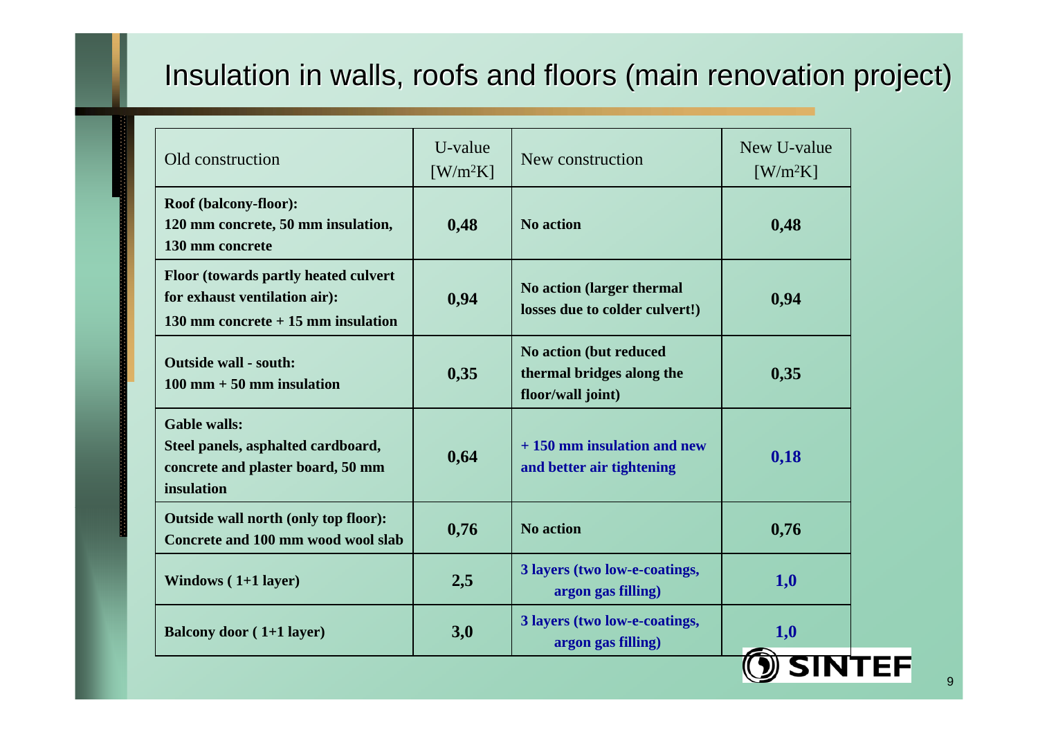# Insulation in walls, roofs and floors (main renovation project)

| Old construction | U-value [W/m$^2$K] | New construction | New U-value [W/m$^2$K] |
|---|---|---|---|
| **Roof (balcony-floor): 120 mm concrete, 50 mm insulation, 130 mm concrete** | **0,48** | **No action** | **0,48** |
| **Floor (towards partly heated culvert for exhaust ventilation air): 130 mm concrete + 15 mm insulation** | **0,94** | **No action (larger thermal losses due to colder culvert!)** | **0,94** |
| **Outside wall - south: 100 mm + 50 mm insulation** | **0,35** | **No action (but reduced thermal bridges along the floor/wall joint)** | **0,35** |
| **Gable walls: Steel panels, asphalted cardboard, concrete and plaster board, 50 mm insulation** | **0,64** | **+ 150 mm insulation and new and better air tightening** | **0,18** |
| **Outside wall north (only top floor): Concrete and 100 mm wood wool slab** | **0,76** | **No action** | **0,76** |
| **Windows ( 1+1 layer)** | **2,5** | **3 layers (two low-e-coatings, argon gas filling)** | **1,0** |
| **Balcony door ( 1+1 layer)** | **3,0** | **3 layers (two low-e-coatings, argon gas filling)** | **1,0** |

SINTEF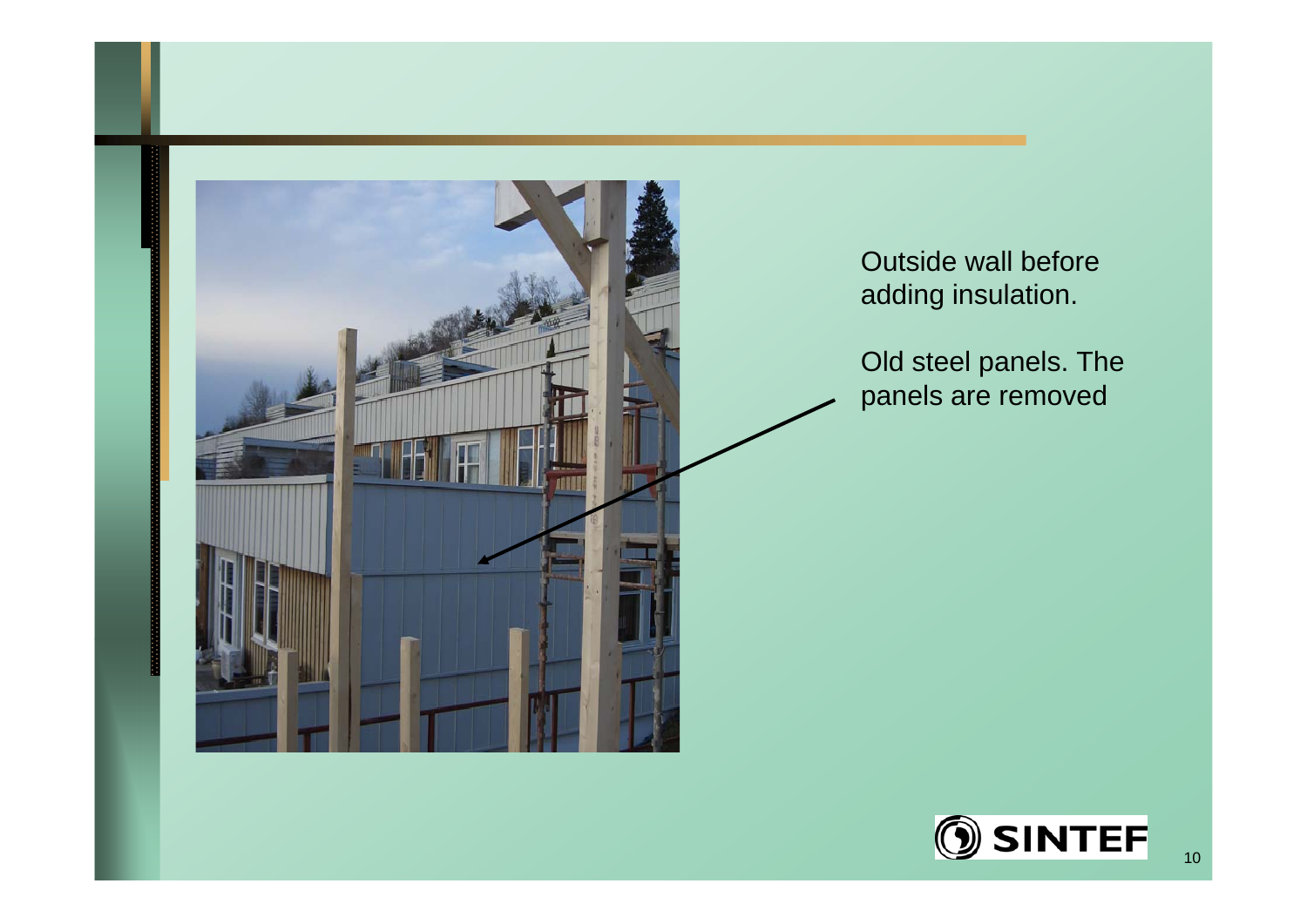Outside wall before adding insulation.

Old steel panels. The panels are removed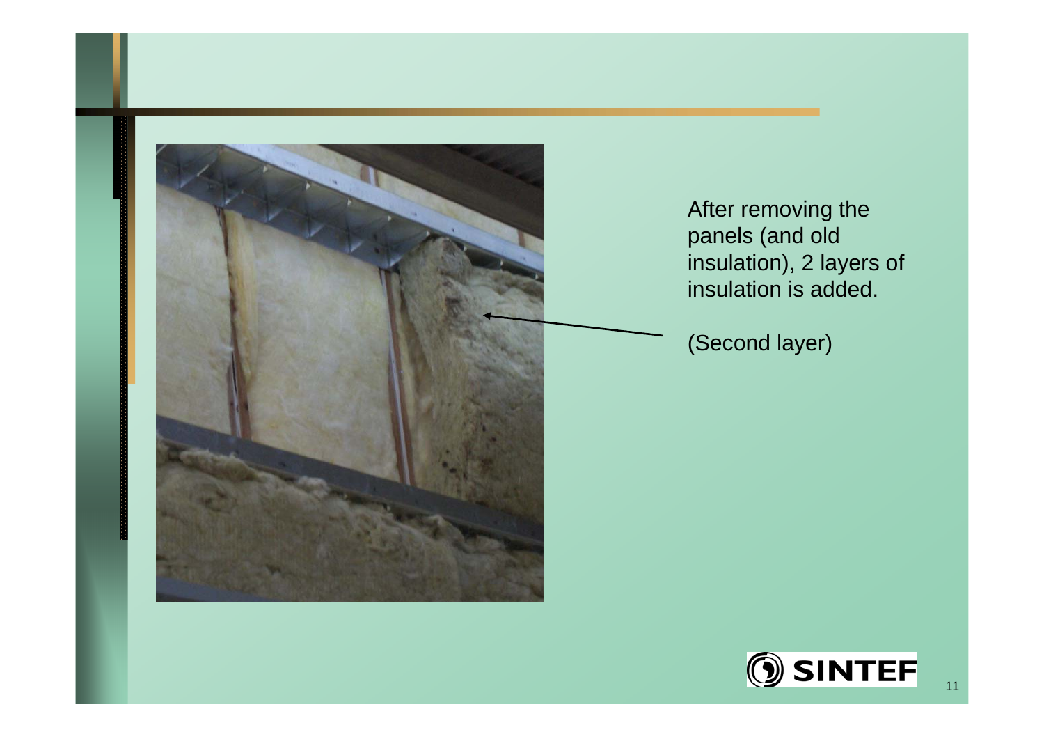After removing the panels (and old insulation), 2 layers of insulation is added.

(Second layer)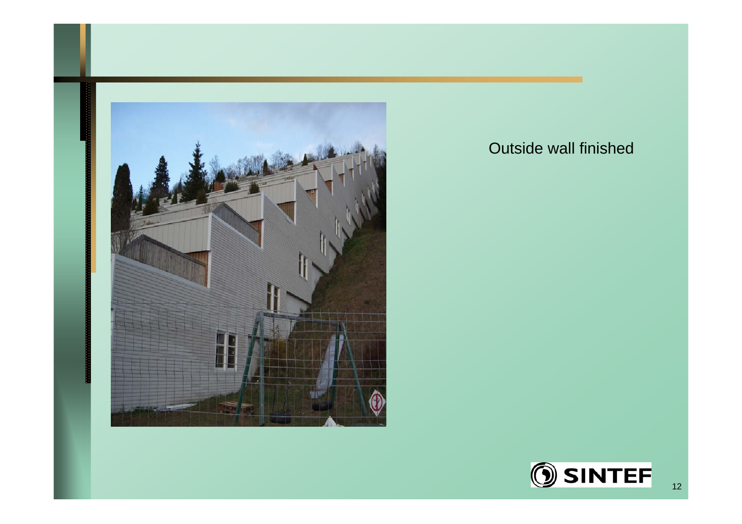Outside wall finished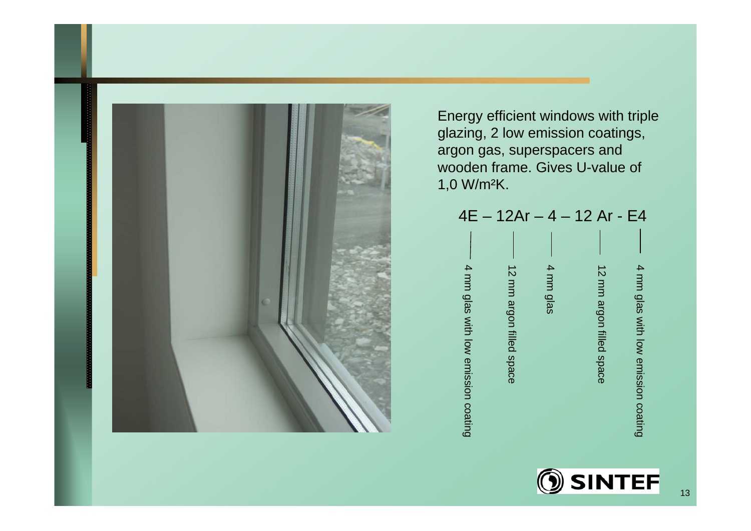Energy efficient windows with triple glazing, 2 low emission coatings, argon gas, superspacers and wooden frame. Gives U-value of 1,0 W/m²K.

4E – 12Ar – 4 – 12 Ar - E4

- 4 mm glas with low emission coating
- 12 mm argon filled space
- 4 mm glas
- 12 mm argon filled space
- 4 mm glas with low emission coating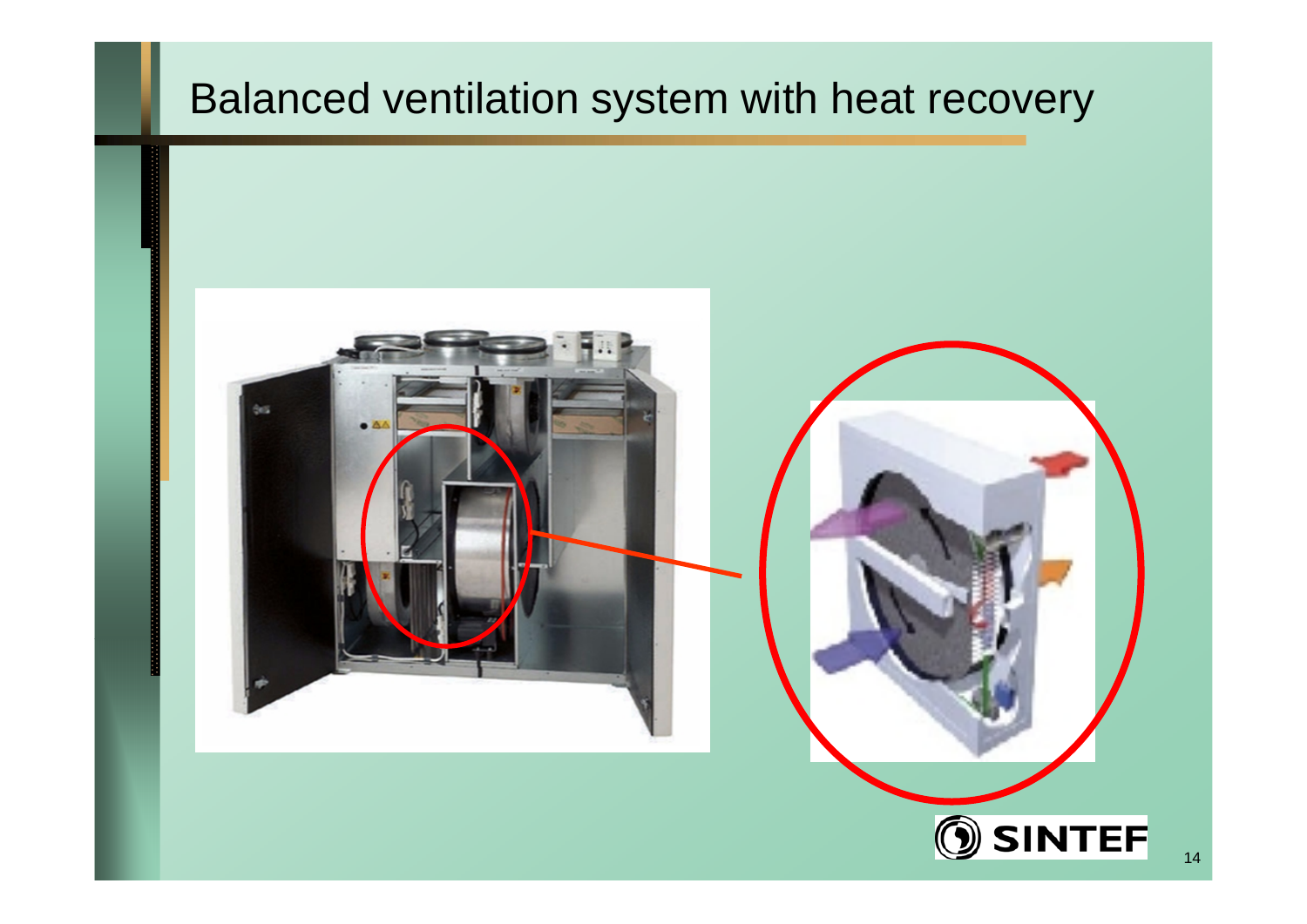# Balanced ventilation system with heat recovery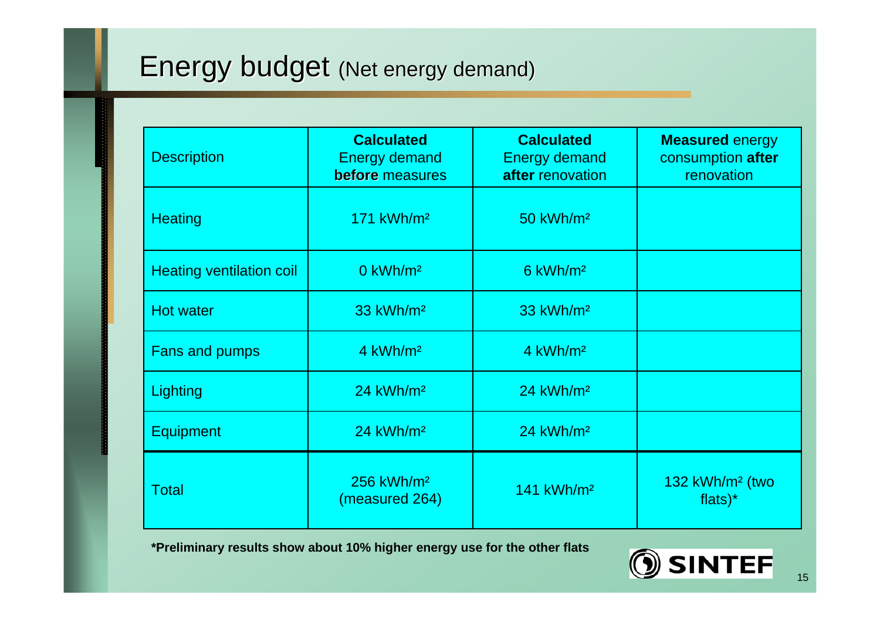# Energy budget (Net energy demand)

| Description | **Calculated** Energy demand **before** measures | **Calculated** Energy demand **after** renovation | **Measured** energy consumption **after** renovation |
|---|---|---|---|
| Heating | 171 kWh/m² | 50 kWh/m² | |
| Heating ventilation coil | 0 kWh/m² | 6 kWh/m² | |
| Hot water | 33 kWh/m² | 33 kWh/m² | |
| Fans and pumps | 4 kWh/m² | 4 kWh/m² | |
| Lighting | 24 kWh/m² | 24 kWh/m² | |
| Equipment | 24 kWh/m² | 24 kWh/m² | |
| Total | 256 kWh/m² (measured 264) | 141 kWh/m² | 132 kWh/m² (two flats)* |

**\*Preliminary results show about 10% higher energy use for the other flats**

SINTEF